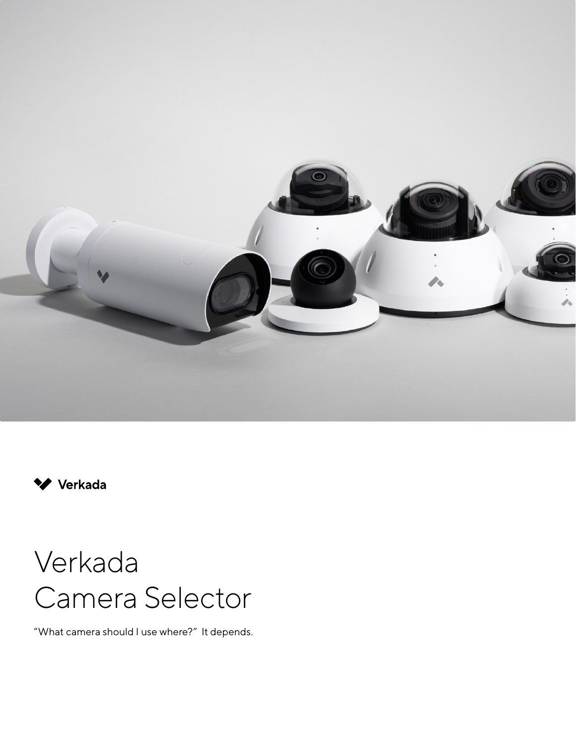Verkada

# Verkada Camera Selector

"What camera should I use where?" It depends.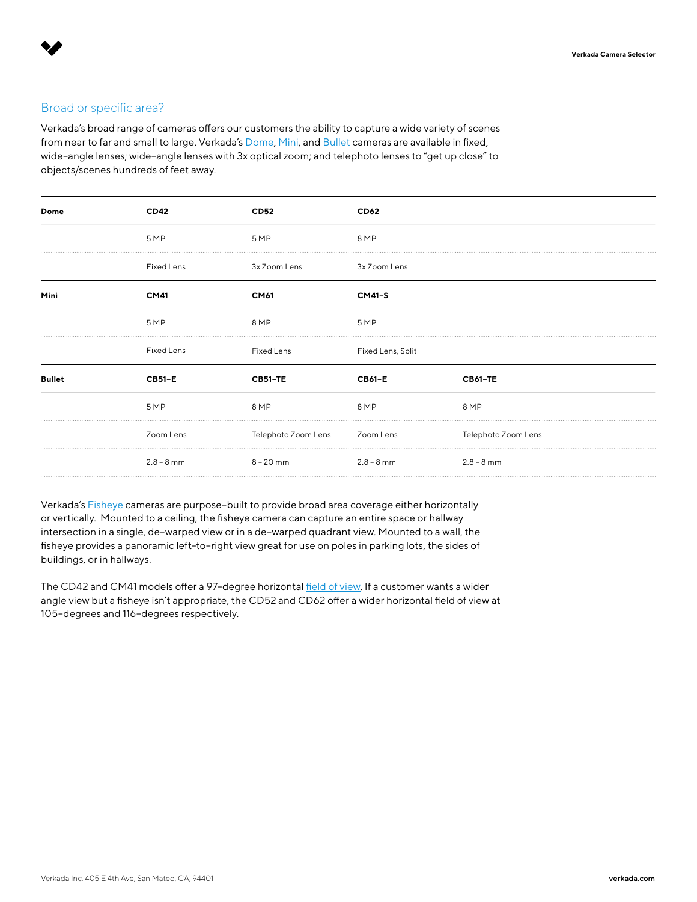## Broad or specific area?

Verkada's broad range of cameras offers our customers the ability to capture a wide variety of scenes from near to far and small to large. Verkada's Dome, Mini, and Bullet cameras are available in fixed, wide-angle lenses; wide-angle lenses with 3x optical zoom; and telephoto lenses to "get up close" to objects/scenes hundreds of feet away.

| **Dome** | **CD42** | **CD52** | **CD62** | |
|---|---|---|---|---|
| | 5 MP | 5 MP | 8 MP | |
| | Fixed Lens | 3x Zoom Lens | 3x Zoom Lens | |
| **Mini** | **CM41** | **CM61** | **CM41-S** | |
| | 5 MP | 8 MP | 5 MP | |
| | Fixed Lens | Fixed Lens | Fixed Lens, Split | |
| **Bullet** | **CB51-E** | **CB51-TE** | **CB61-E** | **CB61-TE** |
| | 5 MP | 8 MP | 8 MP | 8 MP |
| | Zoom Lens | Telephoto Zoom Lens | Zoom Lens | Telephoto Zoom Lens |
| | 2.8 - 8 mm | 8 - 20 mm | 2.8 - 8 mm | 2.8 - 8 mm |

Verkada's Fisheye cameras are purpose-built to provide broad area coverage either horizontally or vertically. Mounted to a ceiling, the fisheye camera can capture an entire space or hallway intersection in a single, de-warped view or in a de-warped quadrant view. Mounted to a wall, the fisheye provides a panoramic left-to-right view great for use on poles in parking lots, the sides of buildings, or in hallways.

The CD42 and CM41 models offer a 97-degree horizontal field of view. If a customer wants a wider angle view but a fisheye isn't appropriate, the CD52 and CD62 offer a wider horizontal field of view at 105-degrees and 116-degrees respectively.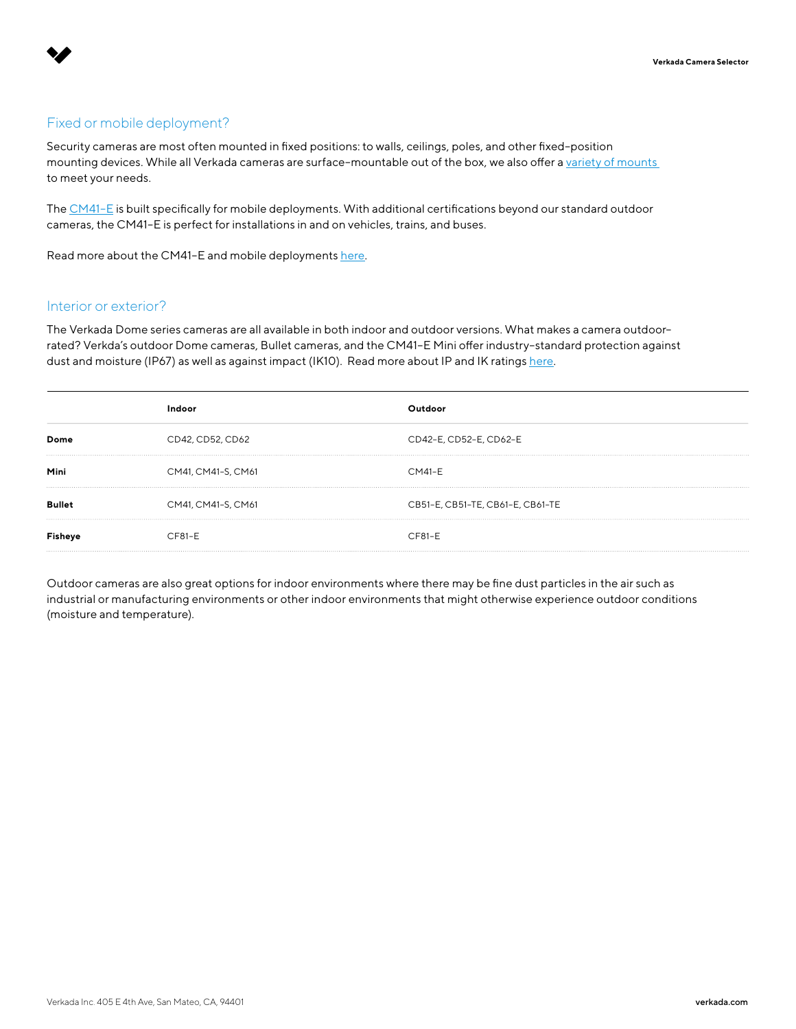## Fixed or mobile deployment?

Security cameras are most often mounted in fixed positions: to walls, ceilings, poles, and other fixed-position mounting devices. While all Verkada cameras are surface-mountable out of the box, we also offer a variety of mounts to meet your needs.

The CM41-E is built specifically for mobile deployments. With additional certifications beyond our standard outdoor cameras, the CM41-E is perfect for installations in and on vehicles, trains, and buses.

Read more about the CM41-E and mobile deployments here.

## Interior or exterior?

The Verkada Dome series cameras are all available in both indoor and outdoor versions. What makes a camera outdoor-rated? Verkda's outdoor Dome cameras, Bullet cameras, and the CM41-E Mini offer industry-standard protection against dust and moisture (IP67) as well as against impact (IK10). Read more about IP and IK ratings here.

| | **Indoor** | **Outdoor** |
|---|---|---|
| **Dome** | CD42, CD52, CD62 | CD42-E, CD52-E, CD62-E |
| **Mini** | CM41, CM41-S, CM61 | CM41-E |
| **Bullet** | CM41, CM41-S, CM61 | CB51-E, CB51-TE, CB61-E, CB61-TE |
| **Fisheye** | CF81-E | CF81-E |

Outdoor cameras are also great options for indoor environments where there may be fine dust particles in the air such as industrial or manufacturing environments or other indoor environments that might otherwise experience outdoor conditions (moisture and temperature).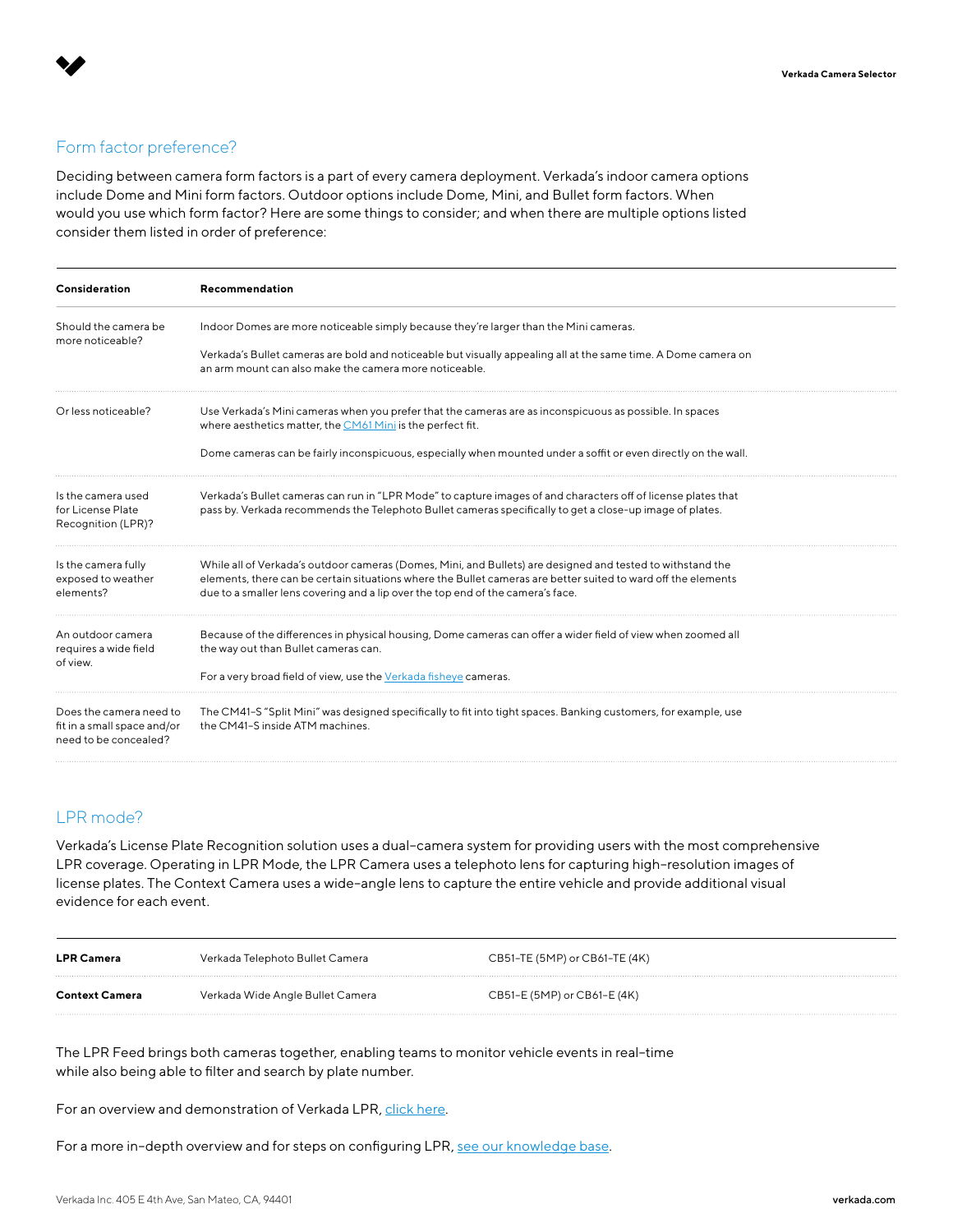## Form factor preference?

Deciding between camera form factors is a part of every camera deployment. Verkada's indoor camera options include Dome and Mini form factors. Outdoor options include Dome, Mini, and Bullet form factors. When would you use which form factor? Here are some things to consider; and when there are multiple options listed consider them listed in order of preference:

| Consideration | Recommendation |
|---|---|
| Should the camera be more noticeable? | Indoor Domes are more noticeable simply because they're larger than the Mini cameras.<br><br>Verkada's Bullet cameras are bold and noticeable but visually appealing all at the same time. A Dome camera on an arm mount can also make the camera more noticeable. |
| Or less noticeable? | Use Verkada's Mini cameras when you prefer that the cameras are as inconspicuous as possible. In spaces where aesthetics matter, the [CM61 Mini] is the perfect fit.<br><br>Dome cameras can be fairly inconspicuous, especially when mounted under a soffit or even directly on the wall. |
| Is the camera used for License Plate Recognition (LPR)? | Verkada's Bullet cameras can run in "LPR Mode" to capture images of and characters off of license plates that pass by. Verkada recommends the Telephoto Bullet cameras specifically to get a close-up image of plates. |
| Is the camera fully exposed to weather elements? | While all of Verkada's outdoor cameras (Domes, Mini, and Bullets) are designed and tested to withstand the elements, there can be certain situations where the Bullet cameras are better suited to ward off the elements due to a smaller lens covering and a lip over the top end of the camera's face. |
| An outdoor camera requires a wide field of view. | Because of the differences in physical housing, Dome cameras can offer a wider field of view when zoomed all the way out than Bullet cameras can.<br><br>For a very broad field of view, use the Verkada fisheye cameras. |
| Does the camera need to fit in a small space and/or need to be concealed? | The CM41-S "Split Mini" was designed specifically to fit into tight spaces. Banking customers, for example, use the CM41-S inside ATM machines. |

## LPR mode?

Verkada's License Plate Recognition solution uses a dual-camera system for providing users with the most comprehensive LPR coverage. Operating in LPR Mode, the LPR Camera uses a telephoto lens for capturing high-resolution images of license plates. The Context Camera uses a wide-angle lens to capture the entire vehicle and provide additional visual evidence for each event.

| | | |
|---|---|---|
| **LPR Camera** | Verkada Telephoto Bullet Camera | CB51-TE (5MP) or CB61-TE (4K) |
| **Context Camera** | Verkada Wide Angle Bullet Camera | CB51-E (5MP) or CB61-E (4K) |

The LPR Feed brings both cameras together, enabling teams to monitor vehicle events in real-time while also being able to filter and search by plate number.

For an overview and demonstration of Verkada LPR, click here.

For a more in-depth overview and for steps on configuring LPR, see our knowledge base.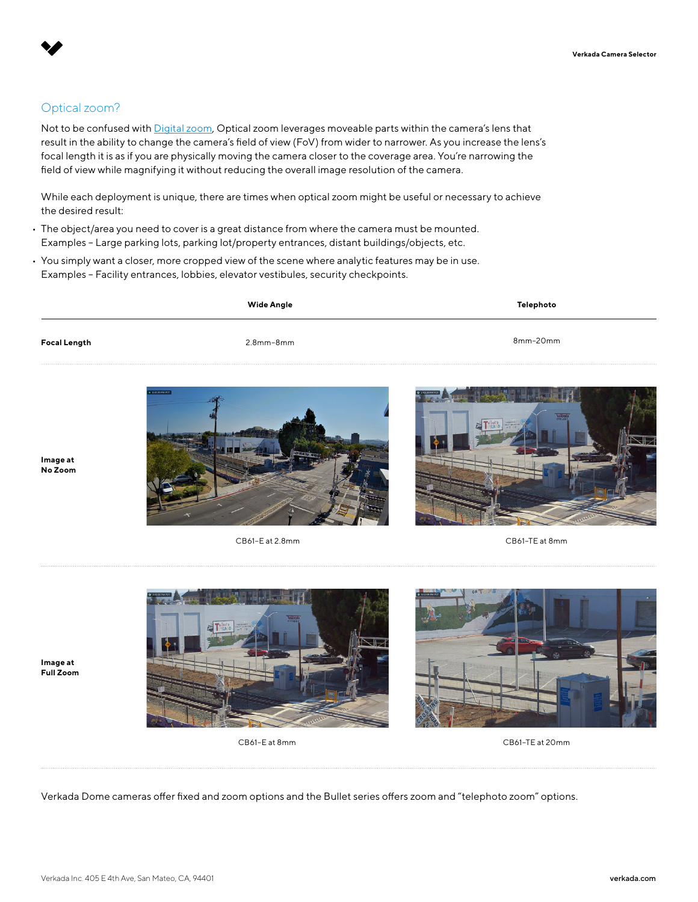## Optical zoom?

Not to be confused with Digital zoom, Optical zoom leverages moveable parts within the camera's lens that result in the ability to change the camera's field of view (FoV) from wider to narrower. As you increase the lens's focal length it is as if you are physically moving the camera closer to the coverage area. You're narrowing the field of view while magnifying it without reducing the overall image resolution of the camera.

While each deployment is unique, there are times when optical zoom might be useful or necessary to achieve the desired result:

- The object/area you need to cover is a great distance from where the camera must be mounted. Examples – Large parking lots, parking lot/property entrances, distant buildings/objects, etc.
- You simply want a closer, more cropped view of the scene where analytic features may be in use. Examples – Facility entrances, lobbies, elevator vestibules, security checkpoints.

| | Wide Angle | Telephoto |
|---|---|---|
| **Focal Length** | 2.8mm–8mm | 8mm–20mm |
| **Image at No Zoom** | CB61-E at 2.8mm | CB61-TE at 8mm |
| **Image at Full Zoom** | CB61-E at 8mm | CB61-TE at 20mm |

Verkada Dome cameras offer fixed and zoom options and the Bullet series offers zoom and "telephoto zoom" options.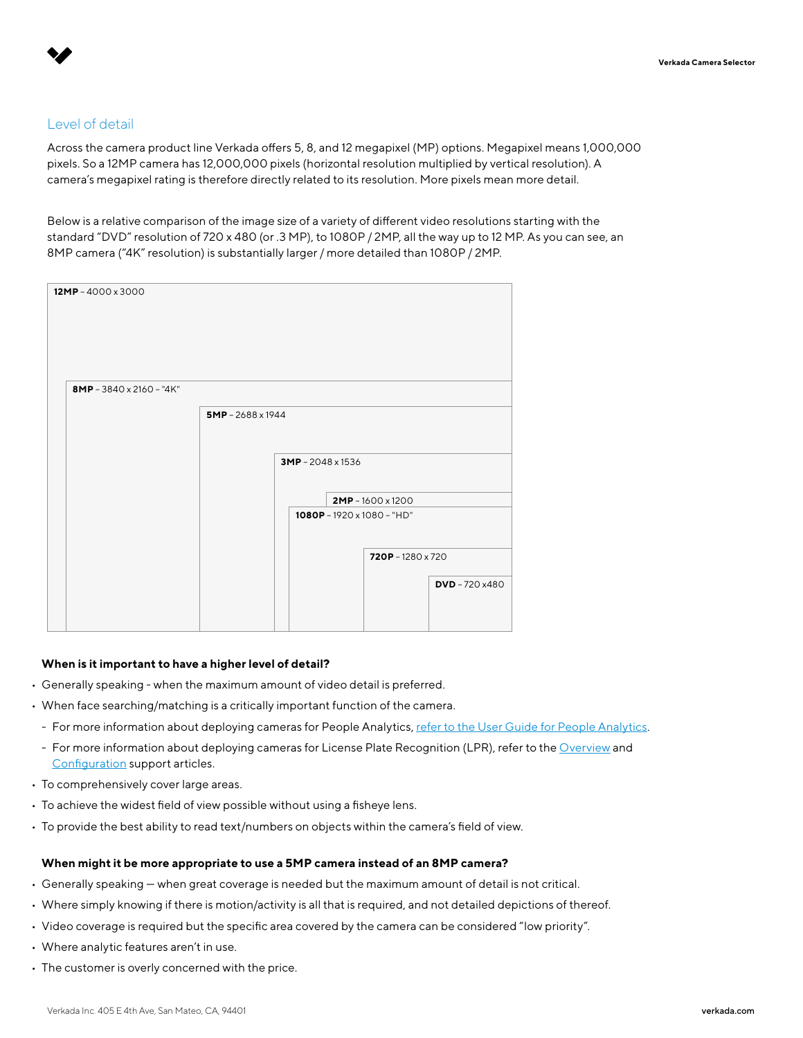## Level of detail

Across the camera product line Verkada offers 5, 8, and 12 megapixel (MP) options. Megapixel means 1,000,000 pixels. So a 12MP camera has 12,000,000 pixels (horizontal resolution multiplied by vertical resolution). A camera's megapixel rating is therefore directly related to its resolution. More pixels mean more detail.

Below is a relative comparison of the image size of a variety of different video resolutions starting with the standard "DVD" resolution of 720 x 480 (or .3 MP), to 1080P / 2MP, all the way up to 12 MP. As you can see, an 8MP camera ("4K" resolution) is substantially larger / more detailed than 1080P / 2MP.

**12MP** – 4000 x 3000

**8MP** – 3840 x 2160 – "4K"

**5MP** – 2688 x 1944

**3MP** – 2048 x 1536

**2MP** – 1600 x 1200

**1080P** – 1920 x 1080 – "HD"

**720P** – 1280 x 720

**DVD** – 720 x480

**When is it important to have a higher level of detail?**

- Generally speaking - when the maximum amount of video detail is preferred.
- When face searching/matching is a critically important function of the camera.
  - For more information about deploying cameras for People Analytics, refer to the User Guide for People Analytics.
  - For more information about deploying cameras for License Plate Recognition (LPR), refer to the Overview and Configuration support articles.
- To comprehensively cover large areas.
- To achieve the widest field of view possible without using a fisheye lens.
- To provide the best ability to read text/numbers on objects within the camera's field of view.

**When might it be more appropriate to use a 5MP camera instead of an 8MP camera?**

- Generally speaking — when great coverage is needed but the maximum amount of detail is not critical.
- Where simply knowing if there is motion/activity is all that is required, and not detailed depictions of thereof.
- Video coverage is required but the specific area covered by the camera can be considered "low priority".
- Where analytic features aren't in use.
- The customer is overly concerned with the price.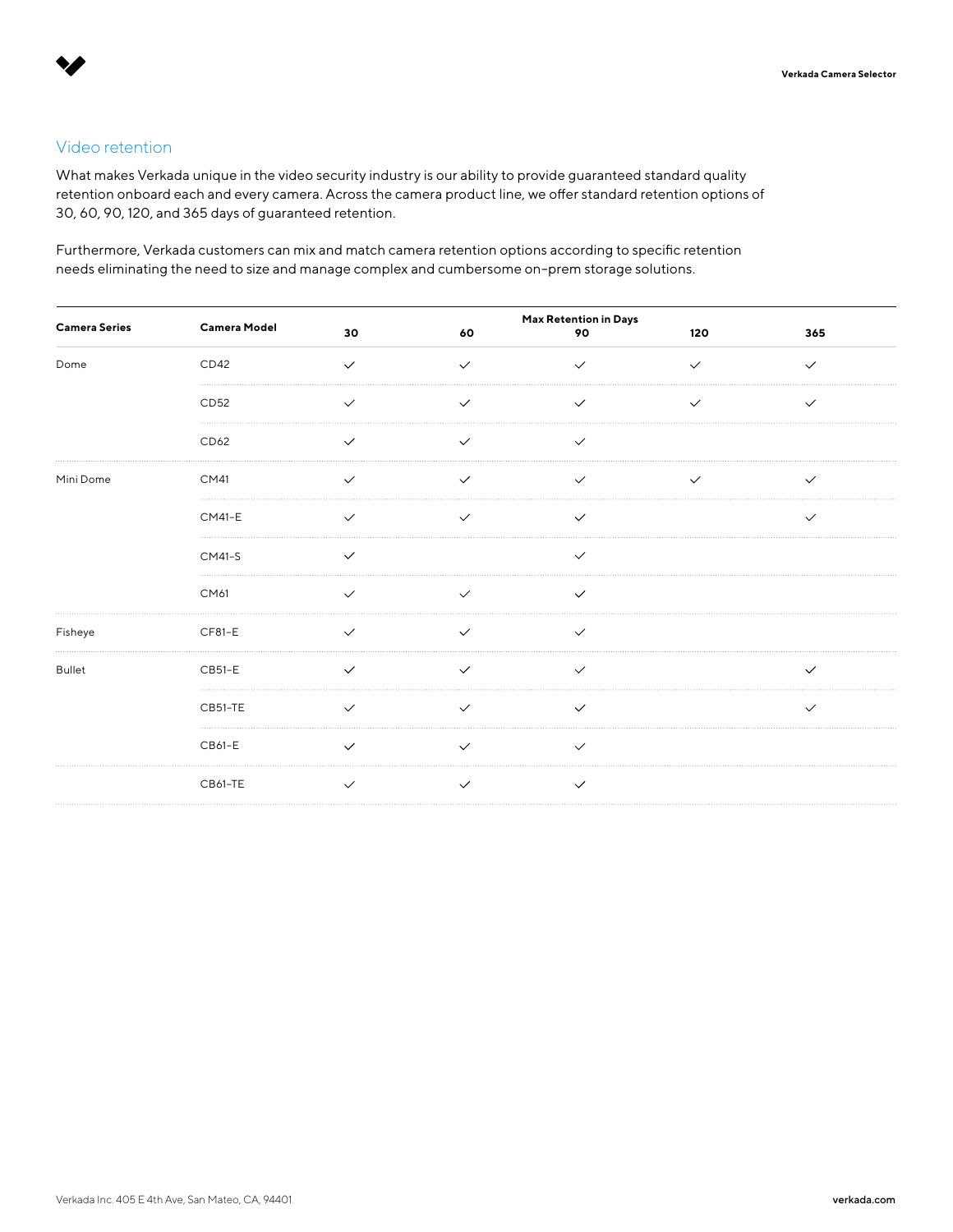## Video retention

What makes Verkada unique in the video security industry is our ability to provide guaranteed standard quality retention onboard each and every camera. Across the camera product line, we offer standard retention options of 30, 60, 90, 120, and 365 days of guaranteed retention.

Furthermore, Verkada customers can mix and match camera retention options according to specific retention needs eliminating the need to size and manage complex and cumbersome on-prem storage solutions.

| Camera Series | Camera Model | Max Retention in Days | | | | |
|---|---|---|---|---|---|---|
| | | 30 | 60 | 90 | 120 | 365 |
| Dome | CD42 | ✓ | ✓ | ✓ | ✓ | ✓ |
| | CD52 | ✓ | ✓ | ✓ | ✓ | ✓ |
| | CD62 | ✓ | ✓ | ✓ | | |
| Mini Dome | CM41 | ✓ | ✓ | ✓ | ✓ | ✓ |
| | CM41-E | ✓ | ✓ | ✓ | | ✓ |
| | CM41-S | ✓ | | ✓ | | |
| | CM61 | ✓ | ✓ | ✓ | | |
| Fisheye | CF81-E | ✓ | ✓ | ✓ | | |
| Bullet | CB51-E | ✓ | ✓ | ✓ | | ✓ |
| | CB51-TE | ✓ | ✓ | ✓ | | ✓ |
| | CB61-E | ✓ | ✓ | ✓ | | |
| | CB61-TE | ✓ | ✓ | ✓ | | |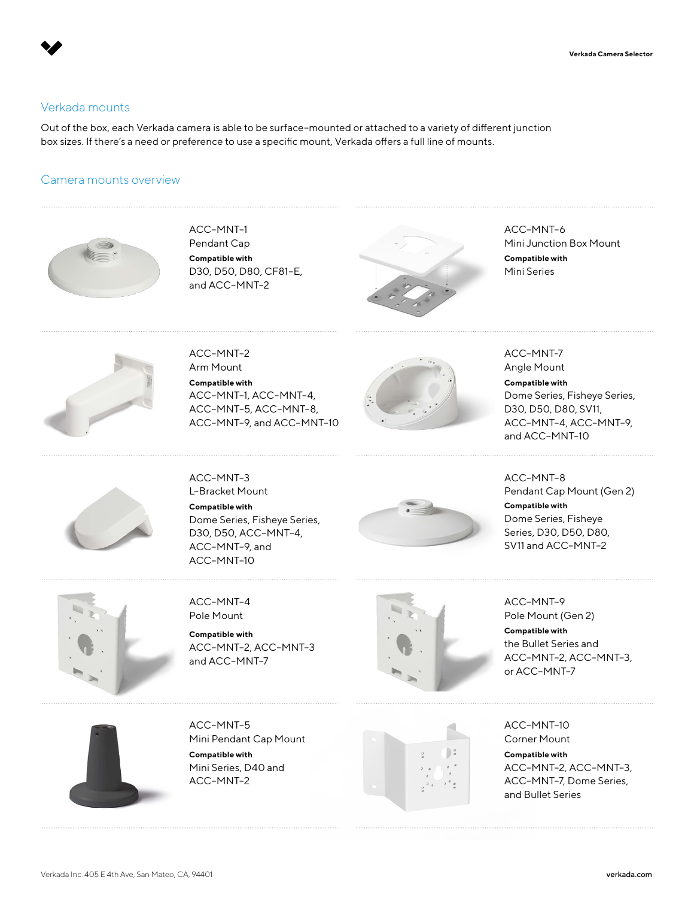## Verkada mounts

Out of the box, each Verkada camera is able to be surface-mounted or attached to a variety of different junction box sizes. If there's a need or preference to use a specific mount, Verkada offers a full line of mounts.

## Camera mounts overview

ACC-MNT-1
Pendant Cap
**Compatible with**
D30, D50, D80, CF81-E, and ACC-MNT-2

ACC-MNT-2
Arm Mount
**Compatible with**
ACC-MNT-1, ACC-MNT-4, ACC-MNT-5, ACC-MNT-8, ACC-MNT-9, and ACC-MNT-10

ACC-MNT-3
L-Bracket Mount
**Compatible with**
Dome Series, Fisheye Series, D30, D50, ACC-MNT-4, ACC-MNT-9, and ACC-MNT-10

ACC-MNT-4
Pole Mount
**Compatible with**
ACC-MNT-2, ACC-MNT-3 and ACC-MNT-7

ACC-MNT-5
Mini Pendant Cap Mount
**Compatible with**
Mini Series, D40 and ACC-MNT-2

ACC-MNT-6
Mini Junction Box Mount
**Compatible with**
Mini Series

ACC-MNT-7
Angle Mount
**Compatible with**
Dome Series, Fisheye Series, D30, D50, D80, SV11, ACC-MNT-4, ACC-MNT-9, and ACC-MNT-10

ACC-MNT-8
Pendant Cap Mount (Gen 2)
**Compatible with**
Dome Series, Fisheye Series, D30, D50, D80, SV11 and ACC-MNT-2

ACC-MNT-9
Pole Mount (Gen 2)
**Compatible with**
the Bullet Series and ACC-MNT-2, ACC-MNT-3, or ACC-MNT-7

ACC-MNT-10
Corner Mount
**Compatible with**
ACC-MNT-2, ACC-MNT-3, ACC-MNT-7, Dome Series, and Bullet Series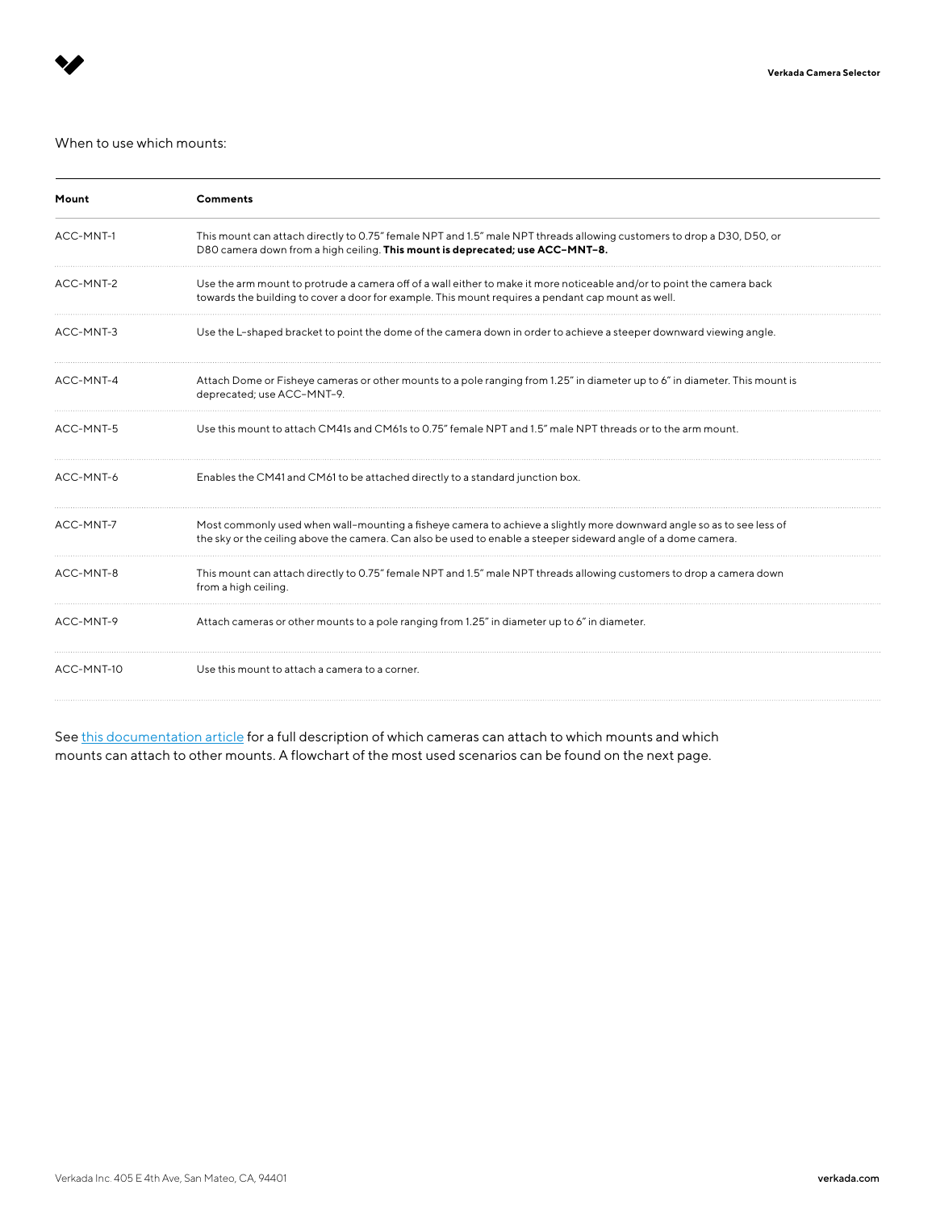When to use which mounts:

| Mount | Comments |
| --- | --- |
| ACC-MNT-1 | This mount can attach directly to 0.75" female NPT and 1.5" male NPT threads allowing customers to drop a D30, D50, or D80 camera down from a high ceiling. **This mount is deprecated; use ACC-MNT-8.** |
| ACC-MNT-2 | Use the arm mount to protrude a camera off of a wall either to make it more noticeable and/or to point the camera back towards the building to cover a door for example. This mount requires a pendant cap mount as well. |
| ACC-MNT-3 | Use the L-shaped bracket to point the dome of the camera down in order to achieve a steeper downward viewing angle. |
| ACC-MNT-4 | Attach Dome or Fisheye cameras or other mounts to a pole ranging from 1.25" in diameter up to 6" in diameter. This mount is deprecated; use ACC-MNT-9. |
| ACC-MNT-5 | Use this mount to attach CM41s and CM61s to 0.75" female NPT and 1.5" male NPT threads or to the arm mount. |
| ACC-MNT-6 | Enables the CM41 and CM61 to be attached directly to a standard junction box. |
| ACC-MNT-7 | Most commonly used when wall-mounting a fisheye camera to achieve a slightly more downward angle so as to see less of the sky or the ceiling above the camera. Can also be used to enable a steeper sideward angle of a dome camera. |
| ACC-MNT-8 | This mount can attach directly to 0.75" female NPT and 1.5" male NPT threads allowing customers to drop a camera down from a high ceiling. |
| ACC-MNT-9 | Attach cameras or other mounts to a pole ranging from 1.25" in diameter up to 6" in diameter. |
| ACC-MNT-10 | Use this mount to attach a camera to a corner. |

See this documentation article for a full description of which cameras can attach to which mounts and which mounts can attach to other mounts. A flowchart of the most used scenarios can be found on the next page.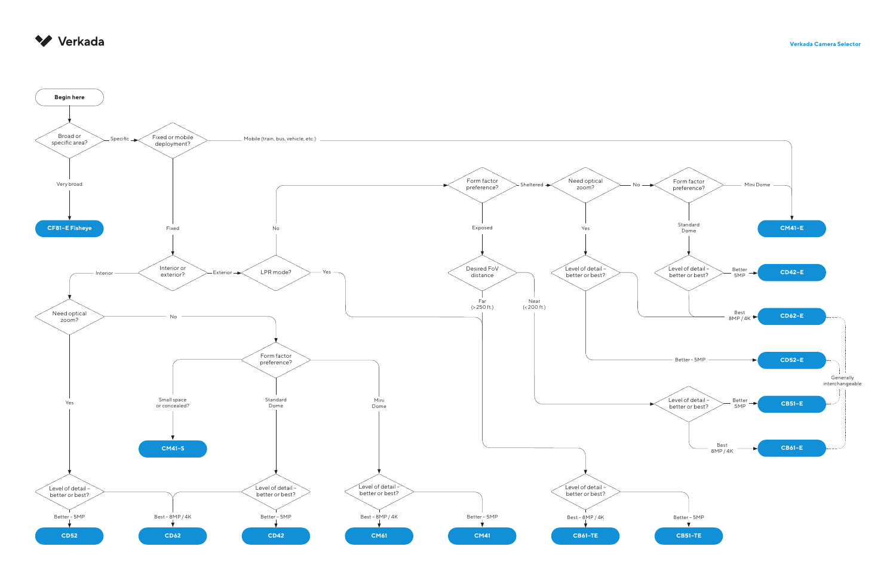Verkada

Verkada Camera Selector

Begin here

Broad or specific area?

Very broad

CF81-E Fisheye

Specific

Fixed or mobile deployment?

Mobile (train, bus, vehicle, etc.)

CM41-E

Fixed

Interior or exterior?

Interior

Need optical zoom?

Yes

Level of detail - better or best?

Better - 5MP

CD52

Best - 8MP / 4K

CD62

No

Form factor preference?

Small space or concealed?

CM41-S

Standard Dome

Level of detail - better or best?

Better - 5MP

CD42

Best - 8MP / 4K

CD62

Mini Dome

Level of detail - better or best?

Best - 8MP / 4K

CM61

Better - 5MP

CM41

Exterior

LPR mode?

Yes

Level of detail - better or best?

Best - 8MP / 4K

CB61-TE

Better - 5MP

CB51-TE

No

Form factor preference?

Exposed

Desired FoV distance

Far (> 250 ft.)

Near (< 200 ft.)

Level of detail - better or best?

Better 5MP

CB51-E

Best 8MP / 4K

CB61-E

Sheltered

Need optical zoom?

Yes

Level of detail - better or best?

Best 8MP / 4K

CD62-E

Better - 5MP

CD52-E

No

Form factor preference?

Mini Dome

CM41-E

Standard Dome

Level of detail - better or best?

Better 5MP

CD42-E

Best 8MP / 4K

CD62-E

Generally interchangeable